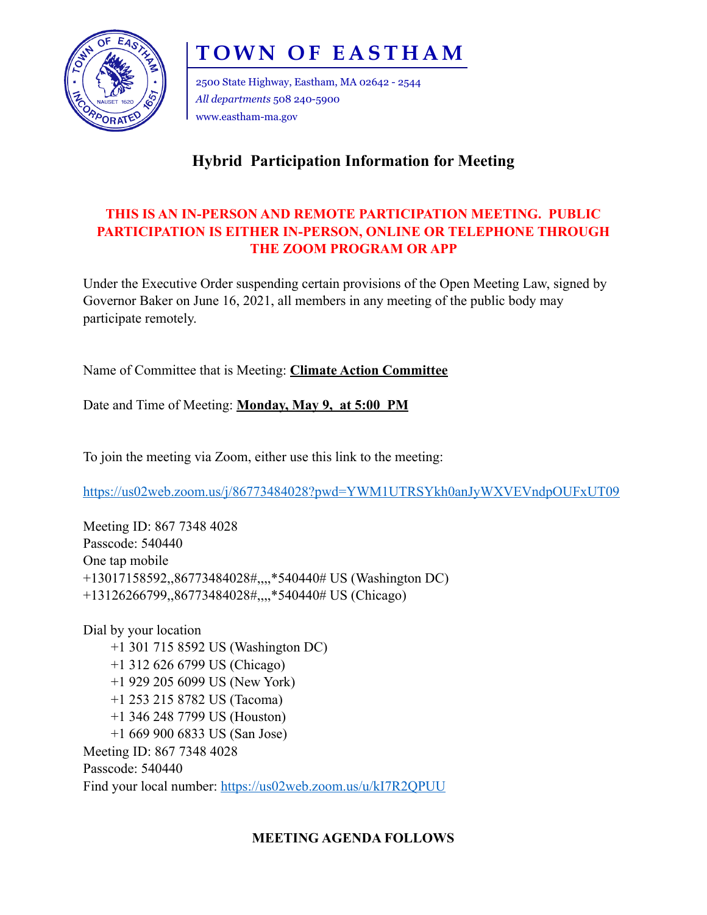# TOWN OF EASTHAM

2500 State Highway, Eastham, MA 02642 - 2544
*All departments* 508 240-5900
www.eastham-ma.gov

## Hybrid Participation Information for Meeting

**THIS IS AN IN-PERSON AND REMOTE PARTICIPATION MEETING. PUBLIC PARTICIPATION IS EITHER IN-PERSON, ONLINE OR TELEPHONE THROUGH THE ZOOM PROGRAM OR APP**

Under the Executive Order suspending certain provisions of the Open Meeting Law, signed by Governor Baker on June 16, 2021, all members in any meeting of the public body may participate remotely.

Name of Committee that is Meeting: **Climate Action Committee**

Date and Time of Meeting: **Monday, May 9, at 5:00 PM**

To join the meeting via Zoom, either use this link to the meeting:

https://us02web.zoom.us/j/86773484028?pwd=YWM1UTRSYkh0anJyWXVEVndpOUFxUT09

Meeting ID: 867 7348 4028
Passcode: 540440
One tap mobile
+13017158592,,86773484028#,,,,*540440# US (Washington DC)
+13126266799,,86773484028#,,,,*540440# US (Chicago)

Dial by your location
- +1 301 715 8592 US (Washington DC)
- +1 312 626 6799 US (Chicago)
- +1 929 205 6099 US (New York)
- +1 253 215 8782 US (Tacoma)
- +1 346 248 7799 US (Houston)
- +1 669 900 6833 US (San Jose)

Meeting ID: 867 7348 4028
Passcode: 540440
Find your local number: https://us02web.zoom.us/u/kI7R2QPUU

**MEETING AGENDA FOLLOWS**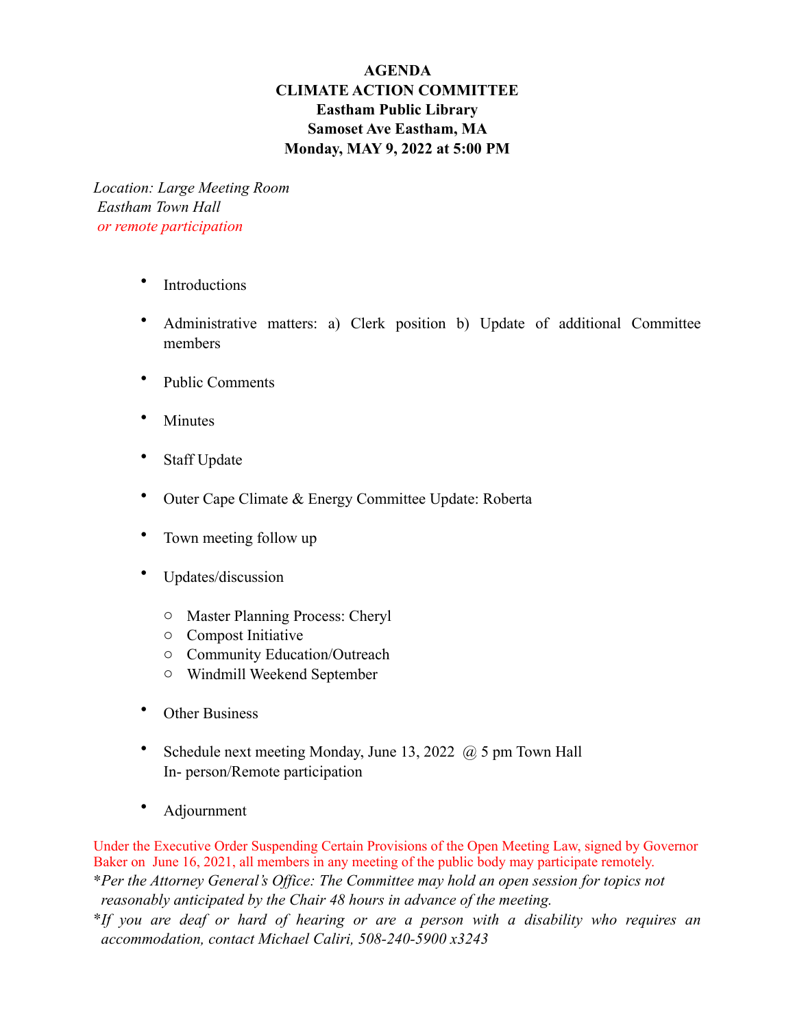**AGENDA**
**CLIMATE ACTION COMMITTEE**
**Eastham Public Library**
**Samoset Ave Eastham, MA**
**Monday, MAY 9, 2022 at 5:00 PM**

*Location: Large Meeting Room*
*Eastham Town Hall*
*or remote participation*

- Introductions
- Administrative matters: a) Clerk position b) Update of additional Committee members
- Public Comments
- Minutes
- Staff Update
- Outer Cape Climate & Energy Committee Update: Roberta
- Town meeting follow up
- Updates/discussion
  - Master Planning Process: Cheryl
  - Compost Initiative
  - Community Education/Outreach
  - Windmill Weekend September
- Other Business
- Schedule next meeting Monday, June 13, 2022 @ 5 pm Town Hall
  In- person/Remote participation
- Adjournment

Under the Executive Order Suspending Certain Provisions of the Open Meeting Law, signed by Governor Baker on June 16, 2021, all members in any meeting of the public body may participate remotely.

**Per the Attorney General's Office: The Committee may hold an open session for topics not reasonably anticipated by the Chair 48 hours in advance of the meeting.*

**If you are deaf or hard of hearing or are a person with a disability who requires an accommodation, contact Michael Caliri, 508-240-5900 x3243*